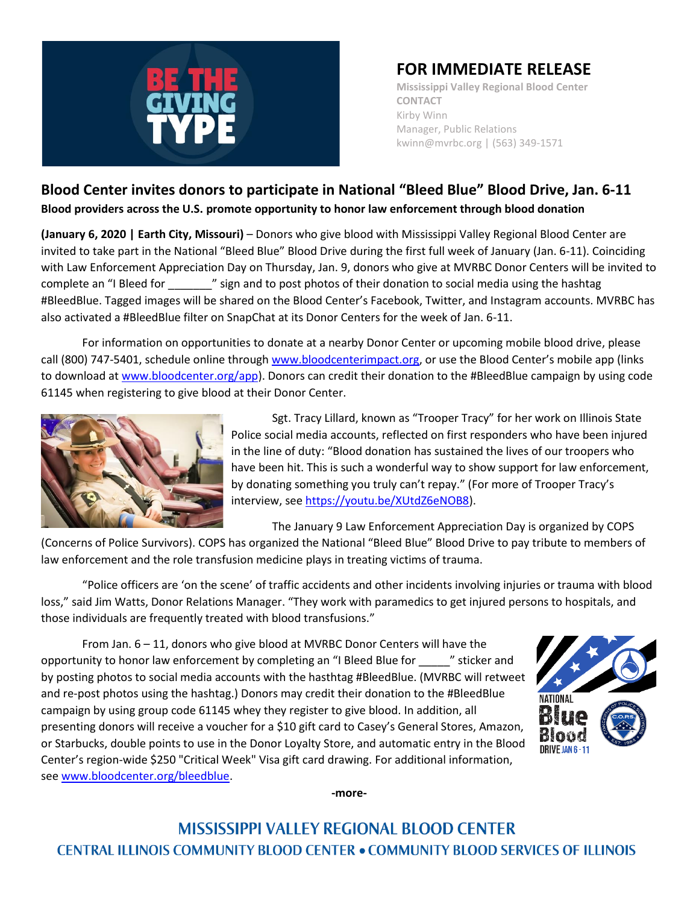# FOR IMMEDIATE RELEASE

Mississippi Valley Regional Blood Center
CONTACT
Kirby Winn
Manager, Public Relations
kwinn@mvrbc.org | (563) 349-1571

## Blood Center invites donors to participate in National "Bleed Blue" Blood Drive, Jan. 6-11

**Blood providers across the U.S. promote opportunity to honor law enforcement through blood donation**

**(January 6, 2020 | Earth City, Missouri)** – Donors who give blood with Mississippi Valley Regional Blood Center are invited to take part in the National "Bleed Blue" Blood Drive during the first full week of January (Jan. 6-11). Coinciding with Law Enforcement Appreciation Day on Thursday, Jan. 9, donors who give at MVRBC Donor Centers will be invited to complete an "I Bleed for _______" sign and to post photos of their donation to social media using the hashtag #BleedBlue. Tagged images will be shared on the Blood Center's Facebook, Twitter, and Instagram accounts. MVRBC has also activated a #BleedBlue filter on SnapChat at its Donor Centers for the week of Jan. 6-11.

For information on opportunities to donate at a nearby Donor Center or upcoming mobile blood drive, please call (800) 747-5401, schedule online through www.bloodcenterimpact.org, or use the Blood Center's mobile app (links to download at www.bloodcenter.org/app). Donors can credit their donation to the #BleedBlue campaign by using code 61145 when registering to give blood at their Donor Center.

Sgt. Tracy Lillard, known as "Trooper Tracy" for her work on Illinois State Police social media accounts, reflected on first responders who have been injured in the line of duty: "Blood donation has sustained the lives of our troopers who have been hit. This is such a wonderful way to show support for law enforcement, by donating something you truly can't repay." (For more of Trooper Tracy's interview, see https://youtu.be/XUtdZ6eNOB8).

The January 9 Law Enforcement Appreciation Day is organized by COPS (Concerns of Police Survivors). COPS has organized the National "Bleed Blue" Blood Drive to pay tribute to members of law enforcement and the role transfusion medicine plays in treating victims of trauma.

"Police officers are 'on the scene' of traffic accidents and other incidents involving injuries or trauma with blood loss," said Jim Watts, Donor Relations Manager. "They work with paramedics to get injured persons to hospitals, and those individuals are frequently treated with blood transfusions."

From Jan. 6 – 11, donors who give blood at MVRBC Donor Centers will have the opportunity to honor law enforcement by completing an "I Bleed Blue for _____" sticker and by posting photos to social media accounts with the hasthtag #BleedBlue. (MVRBC will retweet and re-post photos using the hashtag.) Donors may credit their donation to the #BleedBlue campaign by using group code 61145 whey they register to give blood. In addition, all presenting donors will receive a voucher for a $10 gift card to Casey's General Stores, Amazon, or Starbucks, double points to use in the Donor Loyalty Store, and automatic entry in the Blood Center's region-wide $250 "Critical Week" Visa gift card drawing. For additional information, see www.bloodcenter.org/bleedblue.

-more-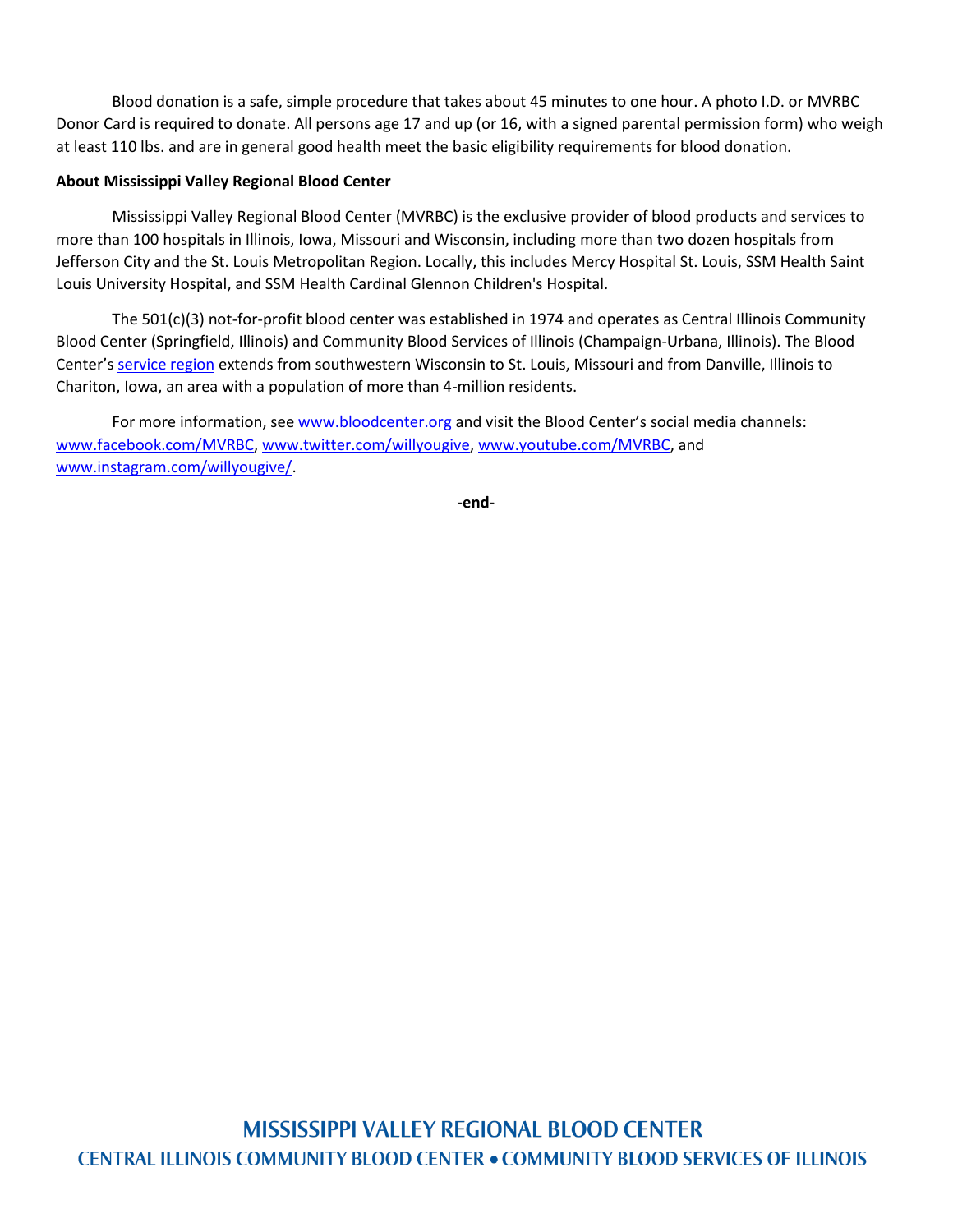Blood donation is a safe, simple procedure that takes about 45 minutes to one hour. A photo I.D. or MVRBC Donor Card is required to donate. All persons age 17 and up (or 16, with a signed parental permission form) who weigh at least 110 lbs. and are in general good health meet the basic eligibility requirements for blood donation.

**About Mississippi Valley Regional Blood Center**

Mississippi Valley Regional Blood Center (MVRBC) is the exclusive provider of blood products and services to more than 100 hospitals in Illinois, Iowa, Missouri and Wisconsin, including more than two dozen hospitals from Jefferson City and the St. Louis Metropolitan Region. Locally, this includes Mercy Hospital St. Louis, SSM Health Saint Louis University Hospital, and SSM Health Cardinal Glennon Children's Hospital.

The 501(c)(3) not-for-profit blood center was established in 1974 and operates as Central Illinois Community Blood Center (Springfield, Illinois) and Community Blood Services of Illinois (Champaign-Urbana, Illinois). The Blood Center's service region extends from southwestern Wisconsin to St. Louis, Missouri and from Danville, Illinois to Chariton, Iowa, an area with a population of more than 4-million residents.

For more information, see www.bloodcenter.org and visit the Blood Center's social media channels: www.facebook.com/MVRBC, www.twitter.com/willyougive, www.youtube.com/MVRBC, and www.instagram.com/willyougive/.

**-end-**

MISSISSIPPI VALLEY REGIONAL BLOOD CENTER

CENTRAL ILLINOIS COMMUNITY BLOOD CENTER • COMMUNITY BLOOD SERVICES OF ILLINOIS